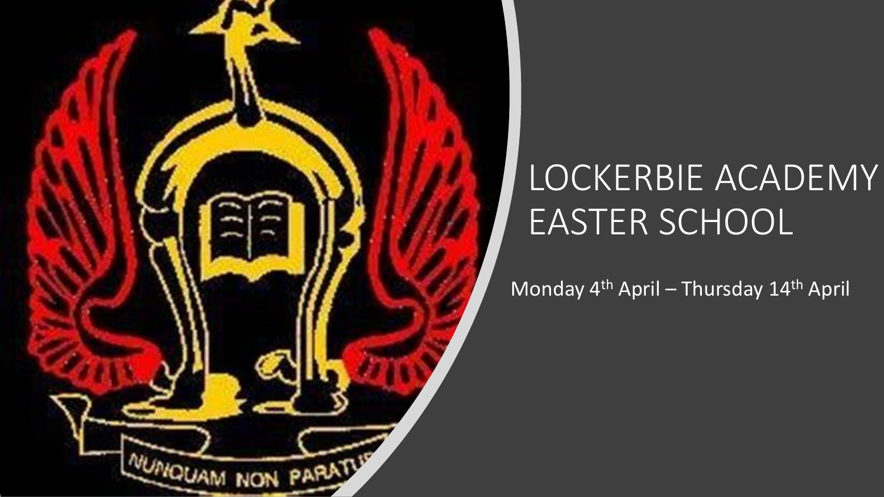# LOCKERBIE ACADEMY EASTER SCHOOL

Monday 4th April – Thursday 14th April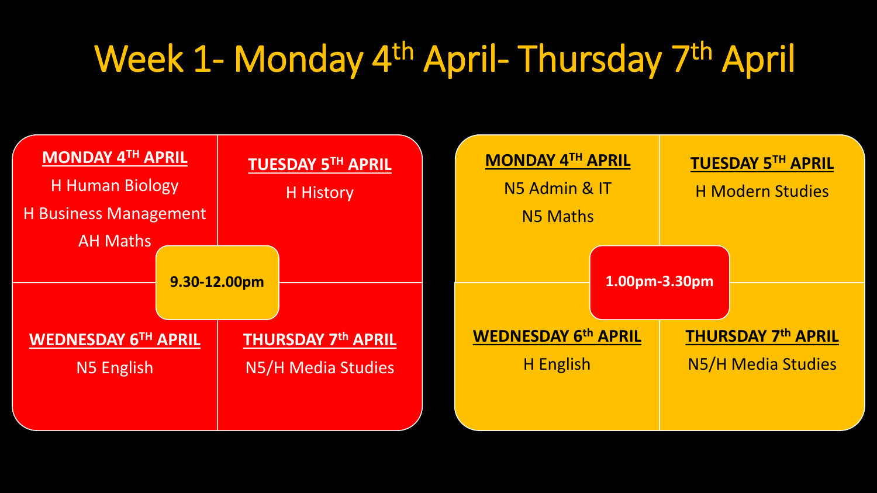# Week 1- Monday 4th April- Thursday 7th April

## 9.30-12.00pm

**MONDAY 4TH APRIL**

H Human Biology

H Business Management

AH Maths

**TUESDAY 5TH APRIL**

H History

**WEDNESDAY 6TH APRIL**

N5 English

**THURSDAY 7th APRIL**

N5/H Media Studies

## 1.00pm-3.30pm

**MONDAY 4TH APRIL**

N5 Admin & IT

N5 Maths

**TUESDAY 5TH APRIL**

H Modern Studies

**WEDNESDAY 6th APRIL**

H English

**THURSDAY 7th APRIL**

N5/H Media Studies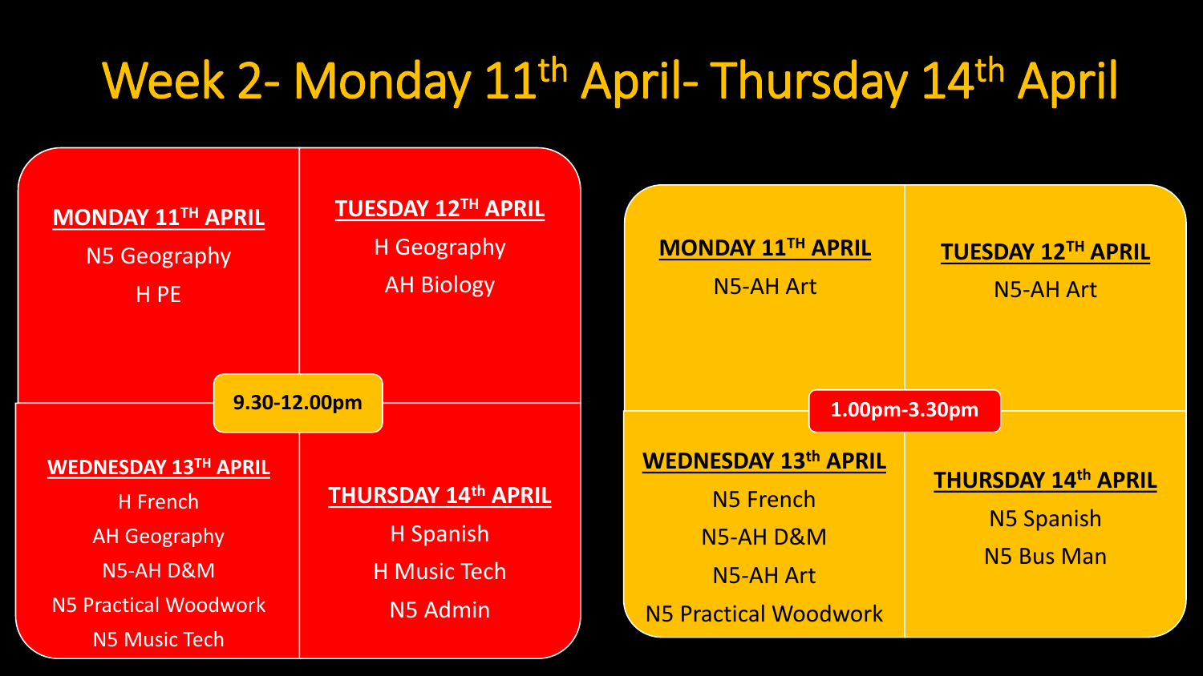# Week 2- Monday 11th April- Thursday 14th April

## 9.30-12.00pm

**MONDAY 11TH APRIL**

N5 Geography

H PE

**TUESDAY 12TH APRIL**

H Geography

AH Biology

**WEDNESDAY 13TH APRIL**

H French

AH Geography

N5-AH D&M

N5 Practical Woodwork

N5 Music Tech

**THURSDAY 14th APRIL**

H Spanish

H Music Tech

N5 Admin

## 1.00pm-3.30pm

**MONDAY 11TH APRIL**

N5-AH Art

**TUESDAY 12TH APRIL**

N5-AH Art

**WEDNESDAY 13th APRIL**

N5 French

N5-AH D&M

N5-AH Art

N5 Practical Woodwork

**THURSDAY 14th APRIL**

N5 Spanish

N5 Bus Man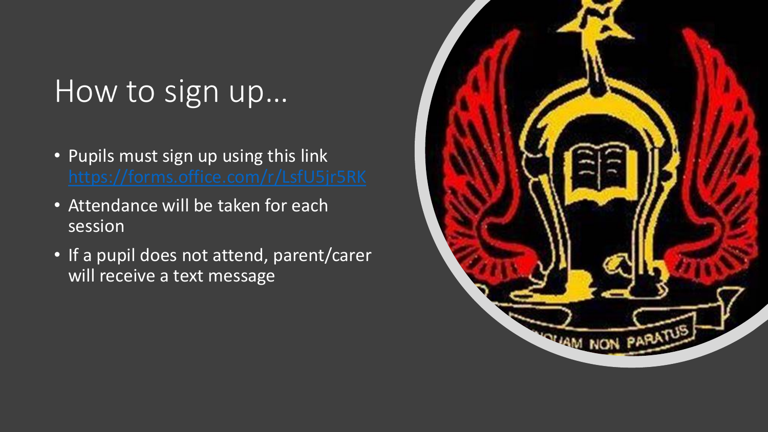# How to sign up…

- Pupils must sign up using this link https://forms.office.com/r/LsfU5jr5RK
- Attendance will be taken for each session
- If a pupil does not attend, parent/carer will receive a text message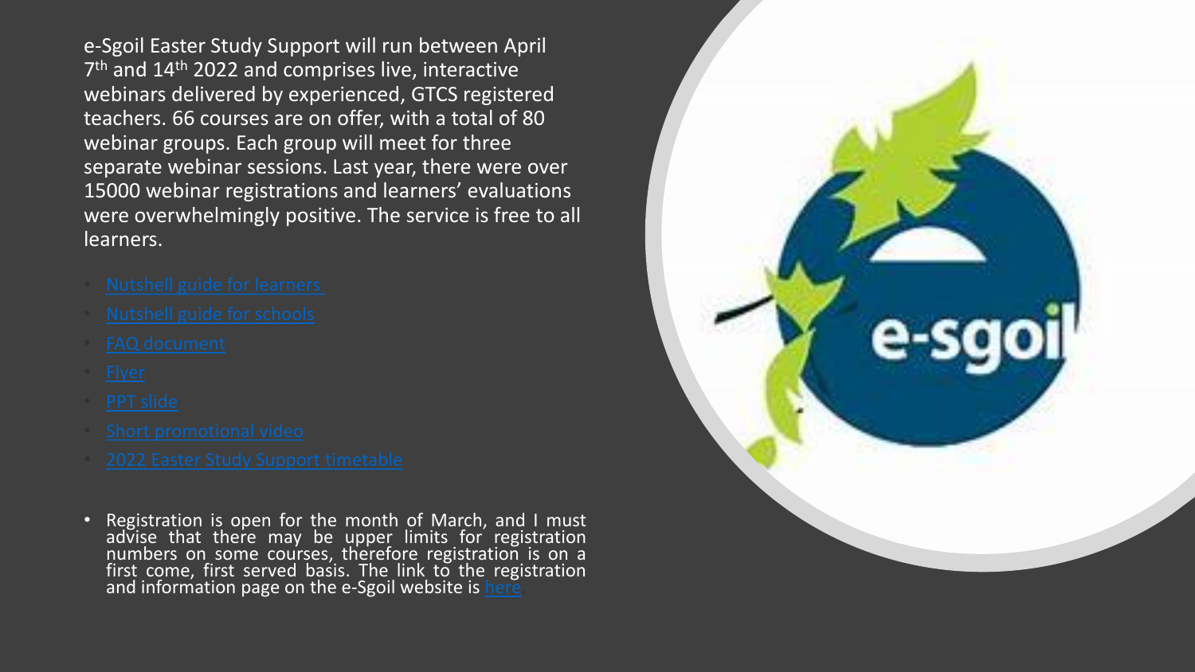e-Sgoil Easter Study Support will run between April 7th and 14th 2022 and comprises live, interactive webinars delivered by experienced, GTCS registered teachers. 66 courses are on offer, with a total of 80 webinar groups. Each group will meet for three separate webinar sessions. Last year, there were over 15000 webinar registrations and learners' evaluations were overwhelmingly positive. The service is free to all learners.

- Nutshell guide for learners
- Nutshell guide for schools
- FAQ document
- Flyer
- PPT slide
- Short promotional video
- 2022 Easter Study Support timetable

- Registration is open for the month of March, and I must advise that there may be upper limits for registration numbers on some courses, therefore registration is on a first come, first served basis. The link to the registration and information page on the e-Sgoil website is here